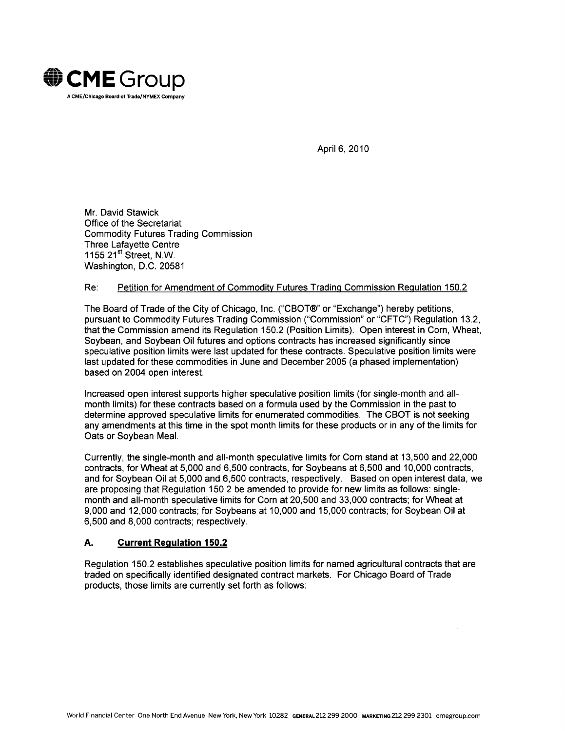**CME Group**

A CME/Chicago Board of Trade/NYMEX Company

April 6, 2010

Mr. David Stawick
Office of the Secretariat
Commodity Futures Trading Commission
Three Lafayette Centre
1155 21st Street, N.W.
Washington, D.C. 20581

Re: Petition for Amendment of Commodity Futures Trading Commission Regulation 150.2

The Board of Trade of the City of Chicago, Inc. ("CBOT®" or "Exchange") hereby petitions, pursuant to Commodity Futures Trading Commission ("Commission" or "CFTC") Regulation 13.2, that the Commission amend its Regulation 150.2 (Position Limits). Open interest in Corn, Wheat, Soybean, and Soybean Oil futures and options contracts has increased significantly since speculative position limits were last updated for these contracts. Speculative position limits were last updated for these commodities in June and December 2005 (a phased implementation) based on 2004 open interest.

Increased open interest supports higher speculative position limits (for single-month and all-month limits) for these contracts based on a formula used by the Commission in the past to determine approved speculative limits for enumerated commodities. The CBOT is not seeking any amendments at this time in the spot month limits for these products or in any of the limits for Oats or Soybean Meal.

Currently, the single-month and all-month speculative limits for Corn stand at 13,500 and 22,000 contracts, for Wheat at 5,000 and 6,500 contracts, for Soybeans at 6,500 and 10,000 contracts, and for Soybean Oil at 5,000 and 6,500 contracts, respectively. Based on open interest data, we are proposing that Regulation 150.2 be amended to provide for new limits as follows: single-month and all-month speculative limits for Corn at 20,500 and 33,000 contracts; for Wheat at 9,000 and 12,000 contracts; for Soybeans at 10,000 and 15,000 contracts; for Soybean Oil at 6,500 and 8,000 contracts; respectively.

## A. Current Regulation 150.2

Regulation 150.2 establishes speculative position limits for named agricultural contracts that are traded on specifically identified designated contract markets. For Chicago Board of Trade products, those limits are currently set forth as follows:

World Financial Center One North End Avenue New York, New York 10282 GENERAL 212 299 2000 MARKETING 212 299 2301 cmegroup.com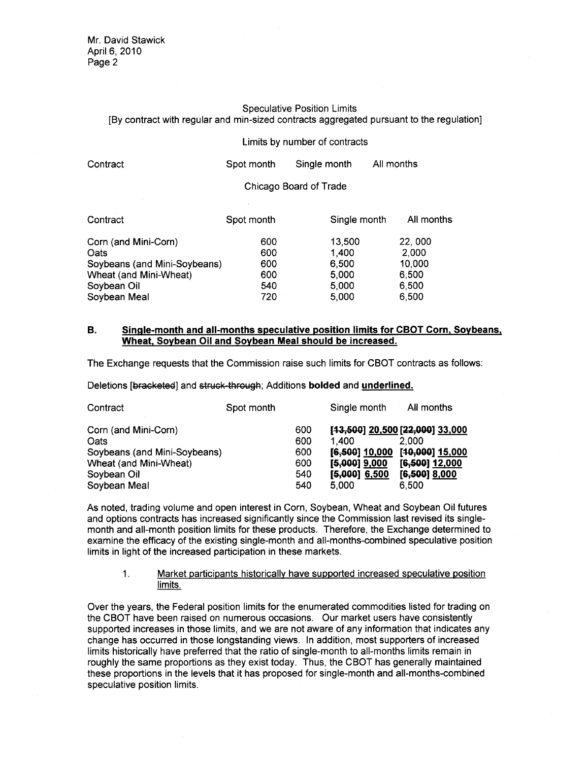Speculative Position Limits

[By contract with regular and min-sized contracts aggregated pursuant to the regulation]

Limits by number of contracts

| Contract | Spot month | Single month | All months |
|---|---|---|---|
| Chicago Board of Trade | | | |
| Corn (and Mini-Corn) | 600 | 13,500 | 22, 000 |
| Oats | 600 | 1,400 | 2,000 |
| Soybeans (and Mini-Soybeans) | 600 | 6,500 | 10,000 |
| Wheat (and Mini-Wheat) | 600 | 5,000 | 6,500 |
| Soybean Oil | 540 | 5,000 | 6,500 |
| Soybean Meal | 720 | 5,000 | 6,500 |

## B. Single-month and all-months speculative position limits for CBOT Corn, Soybeans, Wheat, Soybean Oil and Soybean Meal should be increased.

The Exchange requests that the Commission raise such limits for CBOT contracts as follows:

Deletions [~~bracketed~~] and ~~struck-through~~; Additions **bolded** and <u>underlined.</u>

| Contract | Spot month | Single month | All months |
|---|---|---|---|
| Corn (and Mini-Corn) | 600 | [~~13,500~~] **<u>20,500</u>** | [~~22,000~~] **<u>33,000</u>** |
| Oats | 600 | 1,400 | 2,000 |
| Soybeans (and Mini-Soybeans) | 600 | [~~6,500~~] **<u>10,000</u>** | [~~10,000~~] **<u>15,000</u>** |
| Wheat (and Mini-Wheat) | 600 | [~~5,000~~] **<u>9,000</u>** | [~~6,500~~] **<u>12,000</u>** |
| Soybean Oil | 540 | [~~5,000~~] **<u>6,500</u>** | [~~6,500~~] **<u>8,000</u>** |
| Soybean Meal | 540 | 5,000 | 6,500 |

As noted, trading volume and open interest in Corn, Soybean, Wheat and Soybean Oil futures and options contracts has increased significantly since the Commission last revised its single-month and all-month position limits for these products. Therefore, the Exchange determined to examine the efficacy of the existing single-month and all-months-combined speculative position limits in light of the increased participation in these markets.

1. <u>Market participants historically have supported increased speculative position limits.</u>

Over the years, the Federal position limits for the enumerated commodities listed for trading on the CBOT have been raised on numerous occasions. Our market users have consistently supported increases in those limits, and we are not aware of any information that indicates any change has occurred in those longstanding views. In addition, most supporters of increased limits historically have preferred that the ratio of single-month to all-months limits remain in roughly the same proportions as they exist today. Thus, the CBOT has generally maintained these proportions in the levels that it has proposed for single-month and all-months-combined speculative position limits.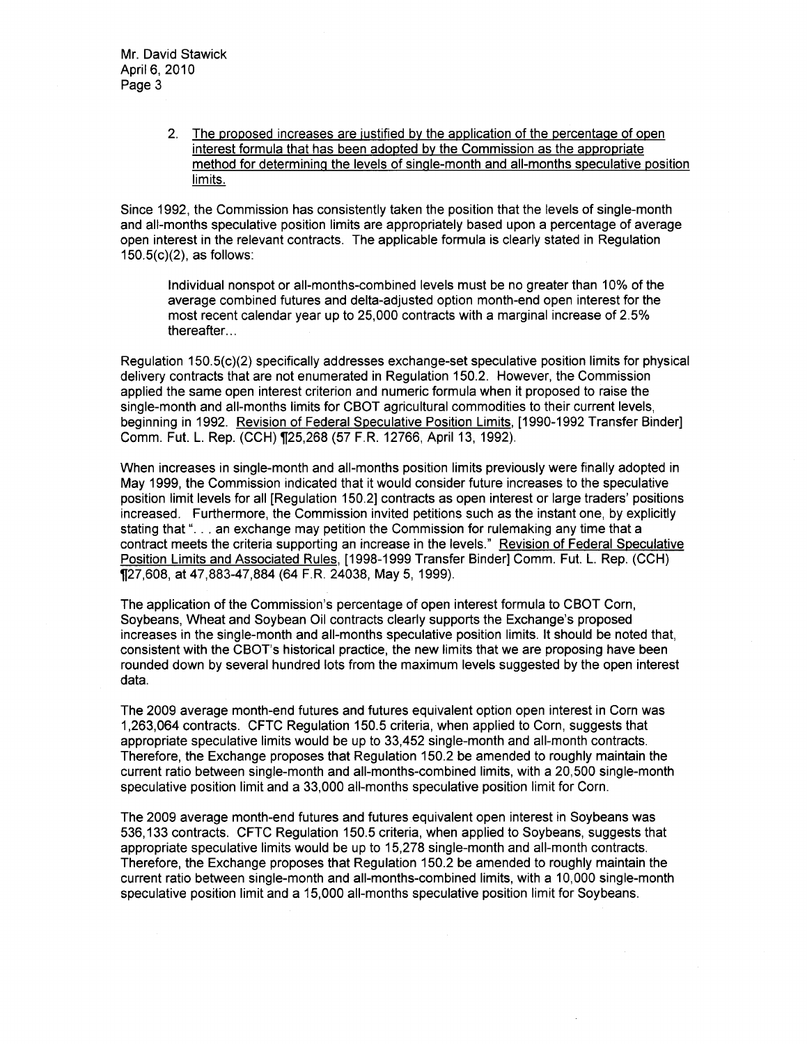2. <u>The proposed increases are justified by the application of the percentage of open interest formula that has been adopted by the Commission as the appropriate method for determining the levels of single-month and all-months speculative position limits.</u>

Since 1992, the Commission has consistently taken the position that the levels of single-month and all-months speculative position limits are appropriately based upon a percentage of average open interest in the relevant contracts. The applicable formula is clearly stated in Regulation 150.5(c)(2), as follows:

> Individual nonspot or all-months-combined levels must be no greater than 10% of the average combined futures and delta-adjusted option month-end open interest for the most recent calendar year up to 25,000 contracts with a marginal increase of 2.5% thereafter...

Regulation 150.5(c)(2) specifically addresses exchange-set speculative position limits for physical delivery contracts that are not enumerated in Regulation 150.2. However, the Commission applied the same open interest criterion and numeric formula when it proposed to raise the single-month and all-months limits for CBOT agricultural commodities to their current levels, beginning in 1992. <u>Revision of Federal Speculative Position Limits</u>, [1990-1992 Transfer Binder] Comm. Fut. L. Rep. (CCH) ¶25,268 (57 F.R. 12766, April 13, 1992).

When increases in single-month and all-months position limits previously were finally adopted in May 1999, the Commission indicated that it would consider future increases to the speculative position limit levels for all [Regulation 150.2] contracts as open interest or large traders' positions increased. Furthermore, the Commission invited petitions such as the instant one, by explicitly stating that ". . . an exchange may petition the Commission for rulemaking any time that a contract meets the criteria supporting an increase in the levels." <u>Revision of Federal Speculative Position Limits and Associated Rules</u>, [1998-1999 Transfer Binder] Comm. Fut. L. Rep. (CCH) ¶27,608, at 47,883-47,884 (64 F.R. 24038, May 5, 1999).

The application of the Commission's percentage of open interest formula to CBOT Corn, Soybeans, Wheat and Soybean Oil contracts clearly supports the Exchange's proposed increases in the single-month and all-months speculative position limits. It should be noted that, consistent with the CBOT's historical practice, the new limits that we are proposing have been rounded down by several hundred lots from the maximum levels suggested by the open interest data.

The 2009 average month-end futures and futures equivalent option open interest in Corn was 1,263,064 contracts. CFTC Regulation 150.5 criteria, when applied to Corn, suggests that appropriate speculative limits would be up to 33,452 single-month and all-month contracts. Therefore, the Exchange proposes that Regulation 150.2 be amended to roughly maintain the current ratio between single-month and all-months-combined limits, with a 20,500 single-month speculative position limit and a 33,000 all-months speculative position limit for Corn.

The 2009 average month-end futures and futures equivalent open interest in Soybeans was 536,133 contracts. CFTC Regulation 150.5 criteria, when applied to Soybeans, suggests that appropriate speculative limits would be up to 15,278 single-month and all-month contracts. Therefore, the Exchange proposes that Regulation 150.2 be amended to roughly maintain the current ratio between single-month and all-months-combined limits, with a 10,000 single-month speculative position limit and a 15,000 all-months speculative position limit for Soybeans.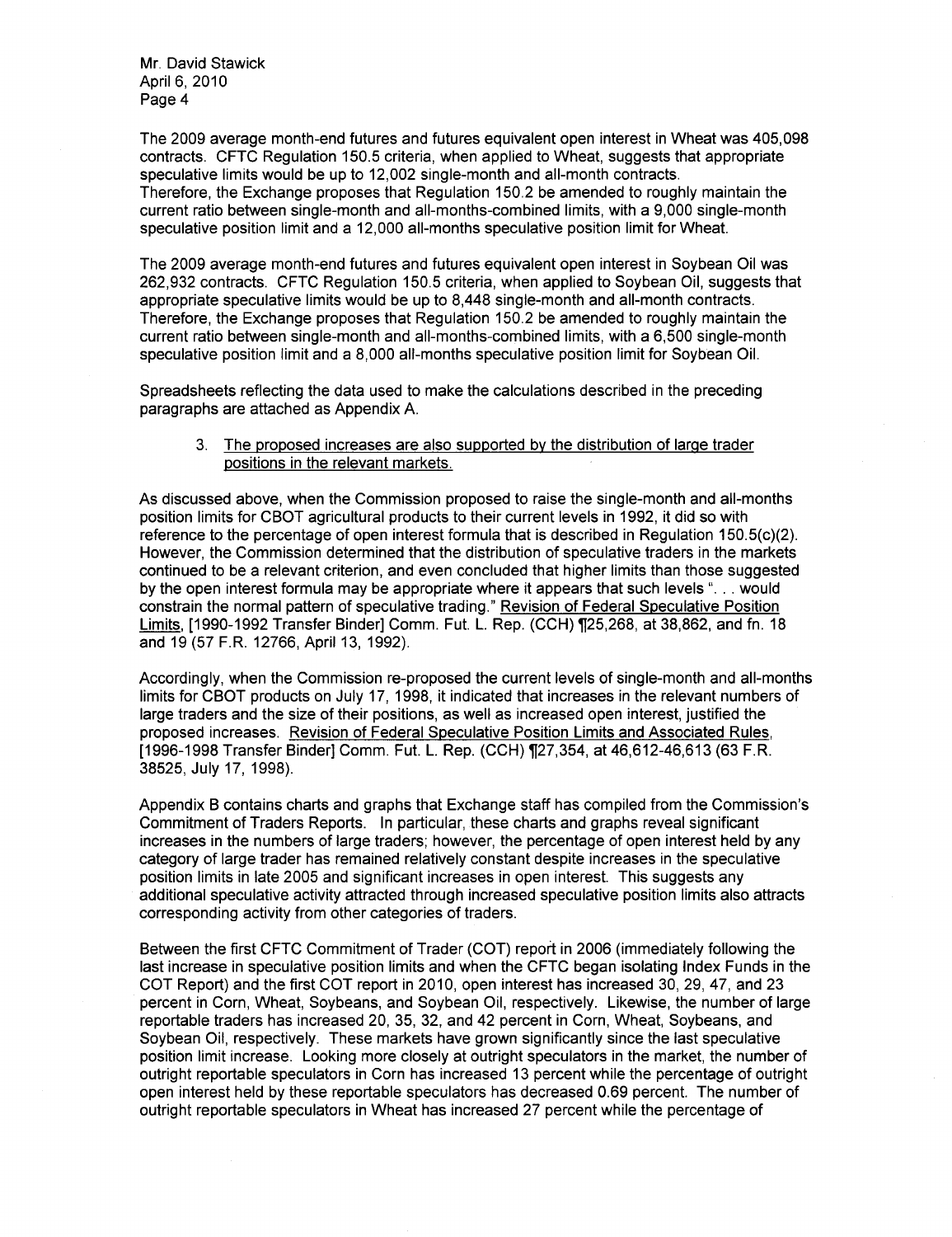Mr. David Stawick
April 6, 2010

The 2009 average month-end futures and futures equivalent open interest in Wheat was 405,098 contracts. CFTC Regulation 150.5 criteria, when applied to Wheat, suggests that appropriate speculative limits would be up to 12,002 single-month and all-month contracts. Therefore, the Exchange proposes that Regulation 150.2 be amended to roughly maintain the current ratio between single-month and all-months-combined limits, with a 9,000 single-month speculative position limit and a 12,000 all-months speculative position limit for Wheat.

The 2009 average month-end futures and futures equivalent open interest in Soybean Oil was 262,932 contracts. CFTC Regulation 150.5 criteria, when applied to Soybean Oil, suggests that appropriate speculative limits would be up to 8,448 single-month and all-month contracts. Therefore, the Exchange proposes that Regulation 150.2 be amended to roughly maintain the current ratio between single-month and all-months-combined limits, with a 6,500 single-month speculative position limit and a 8,000 all-months speculative position limit for Soybean Oil.

Spreadsheets reflecting the data used to make the calculations described in the preceding paragraphs are attached as Appendix A.

3. The proposed increases are also supported by the distribution of large trader positions in the relevant markets.

As discussed above, when the Commission proposed to raise the single-month and all-months position limits for CBOT agricultural products to their current levels in 1992, it did so with reference to the percentage of open interest formula that is described in Regulation 150.5(c)(2). However, the Commission determined that the distribution of speculative traders in the markets continued to be a relevant criterion, and even concluded that higher limits than those suggested by the open interest formula may be appropriate where it appears that such levels ". . . would constrain the normal pattern of speculative trading." Revision of Federal Speculative Position Limits, [1990-1992 Transfer Binder] Comm. Fut. L. Rep. (CCH) ¶25,268, at 38,862, and fn. 18 and 19 (57 F.R. 12766, April 13, 1992).

Accordingly, when the Commission re-proposed the current levels of single-month and all-months limits for CBOT products on July 17, 1998, it indicated that increases in the relevant numbers of large traders and the size of their positions, as well as increased open interest, justified the proposed increases. Revision of Federal Speculative Position Limits and Associated Rules, [1996-1998 Transfer Binder] Comm. Fut. L. Rep. (CCH) ¶27,354, at 46,612-46,613 (63 F.R. 38525, July 17, 1998).

Appendix B contains charts and graphs that Exchange staff has compiled from the Commission's Commitment of Traders Reports. In particular, these charts and graphs reveal significant increases in the numbers of large traders; however, the percentage of open interest held by any category of large trader has remained relatively constant despite increases in the speculative position limits in late 2005 and significant increases in open interest. This suggests any additional speculative activity attracted through increased speculative position limits also attracts corresponding activity from other categories of traders.

Between the first CFTC Commitment of Trader (COT) report in 2006 (immediately following the last increase in speculative position limits and when the CFTC began isolating Index Funds in the COT Report) and the first COT report in 2010, open interest has increased 30, 29, 47, and 23 percent in Corn, Wheat, Soybeans, and Soybean Oil, respectively. Likewise, the number of large reportable traders has increased 20, 35, 32, and 42 percent in Corn, Wheat, Soybeans, and Soybean Oil, respectively. These markets have grown significantly since the last speculative position limit increase. Looking more closely at outright speculators in the market, the number of outright reportable speculators in Corn has increased 13 percent while the percentage of outright open interest held by these reportable speculators has decreased 0.69 percent. The number of outright reportable speculators in Wheat has increased 27 percent while the percentage of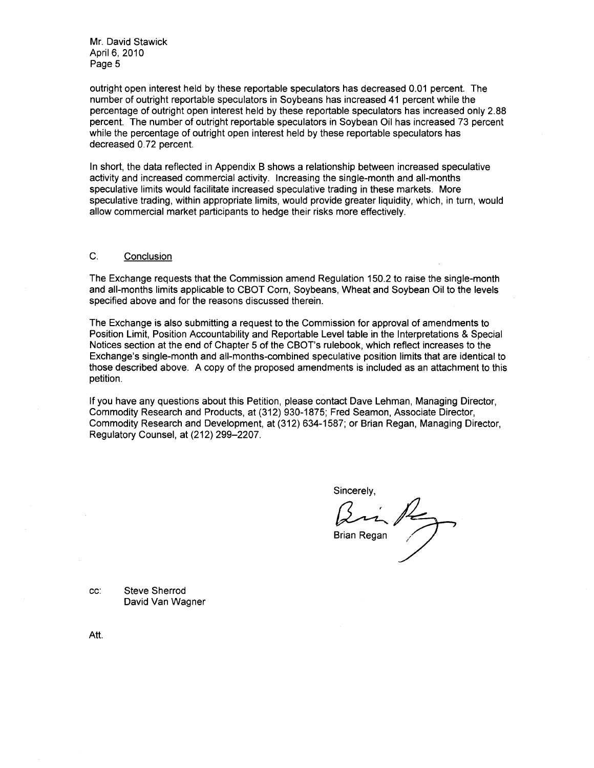outright open interest held by these reportable speculators has decreased 0.01 percent. The number of outright reportable speculators in Soybeans has increased 41 percent while the percentage of outright open interest held by these reportable speculators has increased only 2.88 percent. The number of outright reportable speculators in Soybean Oil has increased 73 percent while the percentage of outright open interest held by these reportable speculators has decreased 0.72 percent.

In short, the data reflected in Appendix B shows a relationship between increased speculative activity and increased commercial activity. Increasing the single-month and all-months speculative limits would facilitate increased speculative trading in these markets. More speculative trading, within appropriate limits, would provide greater liquidity, which, in turn, would allow commercial market participants to hedge their risks more effectively.

## C. Conclusion

The Exchange requests that the Commission amend Regulation 150.2 to raise the single-month and all-months limits applicable to CBOT Corn, Soybeans, Wheat and Soybean Oil to the levels specified above and for the reasons discussed therein.

The Exchange is also submitting a request to the Commission for approval of amendments to Position Limit, Position Accountability and Reportable Level table in the Interpretations & Special Notices section at the end of Chapter 5 of the CBOT's rulebook, which reflect increases to the Exchange's single-month and all-months-combined speculative position limits that are identical to those described above. A copy of the proposed amendments is included as an attachment to this petition.

If you have any questions about this Petition, please contact Dave Lehman, Managing Director, Commodity Research and Products, at (312) 930-1875; Fred Seamon, Associate Director, Commodity Research and Development, at (312) 634-1587; or Brian Regan, Managing Director, Regulatory Counsel, at (212) 299–2207.

Sincerely,

Brian Regan

cc: Steve Sherrod
David Van Wagner

Att.